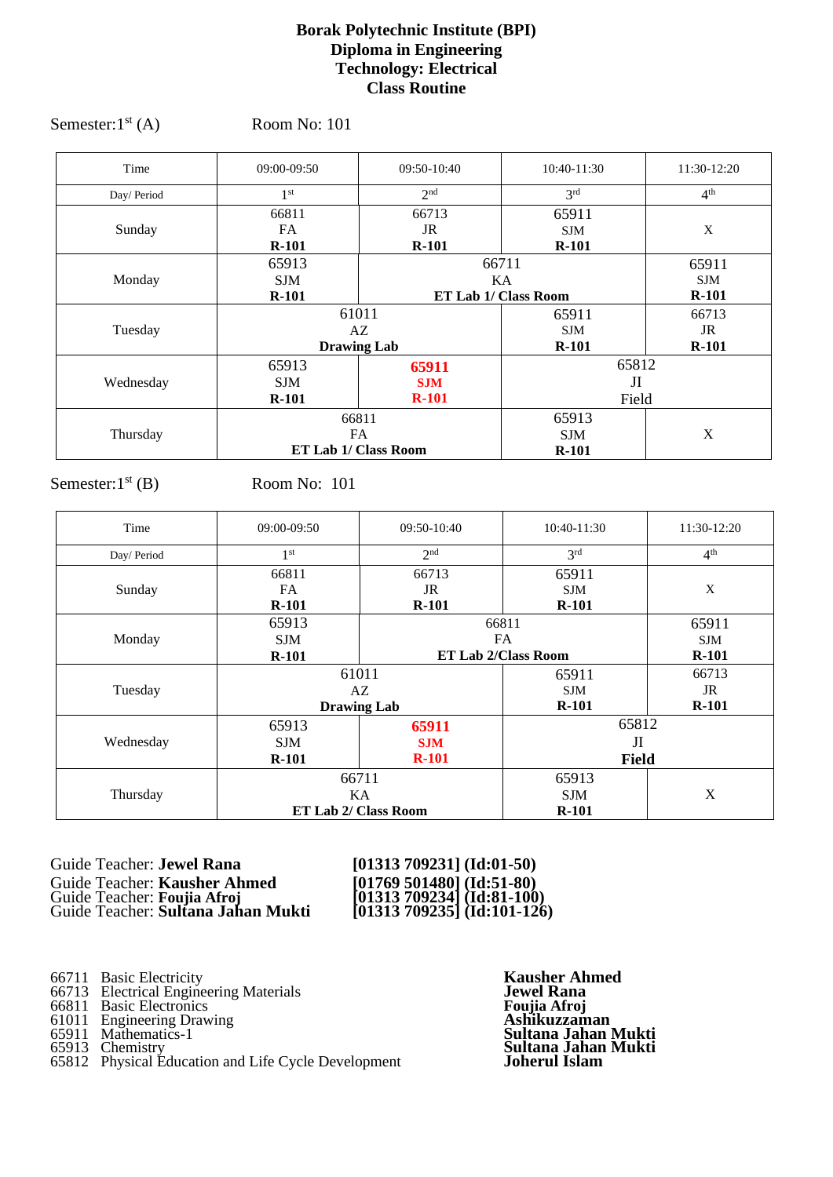# Borak Polytechnic Institute (BPI)
## Diploma in Engineering
## Technology: Electrical
## Class Routine

Semester: 1st (A) Room No: 101

| Time | 09:00-09:50 | 09:50-10:40 | 10:40-11:30 | 11:30-12:20 |
|---|---|---|---|---|
| Day/ Period | 1st | 2nd | 3rd | 4th |
| Sunday | 66811 FA **R-101** | 66713 JR **R-101** | 65911 SJM **R-101** | X |
| Monday | 65913 SJM **R-101** | 66711 KA **ET Lab 1/ Class Room** | | 65911 SJM **R-101** |
| Tuesday | 61011 AZ **Drawing Lab** | | 65911 SJM **R-101** | 66713 JR **R-101** |
| Wednesday | 65913 SJM **R-101** | **65911 SJM R-101** | 65812 JI Field | |
| Thursday | 66811 FA **ET Lab 1/ Class Room** | | 65913 SJM **R-101** | X |

Semester: 1st (B) Room No: 101

| Time | 09:00-09:50 | 09:50-10:40 | 10:40-11:30 | 11:30-12:20 |
|---|---|---|---|---|
| Day/ Period | 1st | 2nd | 3rd | 4th |
| Sunday | 66811 FA **R-101** | 66713 JR **R-101** | 65911 SJM **R-101** | X |
| Monday | 65913 SJM **R-101** | 66811 FA **ET Lab 2/Class Room** | | 65911 SJM **R-101** |
| Tuesday | 61011 AZ **Drawing Lab** | | 65911 SJM **R-101** | 66713 JR **R-101** |
| Wednesday | 65913 SJM **R-101** | **65911 SJM R-101** | 65812 JI **Field** | |
| Thursday | 66711 KA **ET Lab 2/ Class Room** | | 65913 SJM **R-101** | X |

Guide Teacher: **Jewel Rana** **[01313 709231] (Id:01-50)**
Guide Teacher: **Kausher Ahmed** **[01769 501480] (Id:51-80)**
Guide Teacher: **Foujia Afroj** **[01313 709234] (Id:81-100)**
Guide Teacher: **Sultana Jahan Mukti** **[01313 709235] (Id:101-126)**

| Code | Subject | Teacher |
|---|---|---|
| 66711 | Basic Electricity | **Kausher Ahmed** |
| 66713 | Electrical Engineering Materials | **Jewel Rana** |
| 66811 | Basic Electronics | **Foujia Afroj** |
| 61011 | Engineering Drawing | **Ashikuzzaman** |
| 65911 | Mathematics-1 | **Sultana Jahan Mukti** |
| 65913 | Chemistry | **Sultana Jahan Mukti** |
| 65812 | Physical Education and Life Cycle Development | **Joherul Islam** |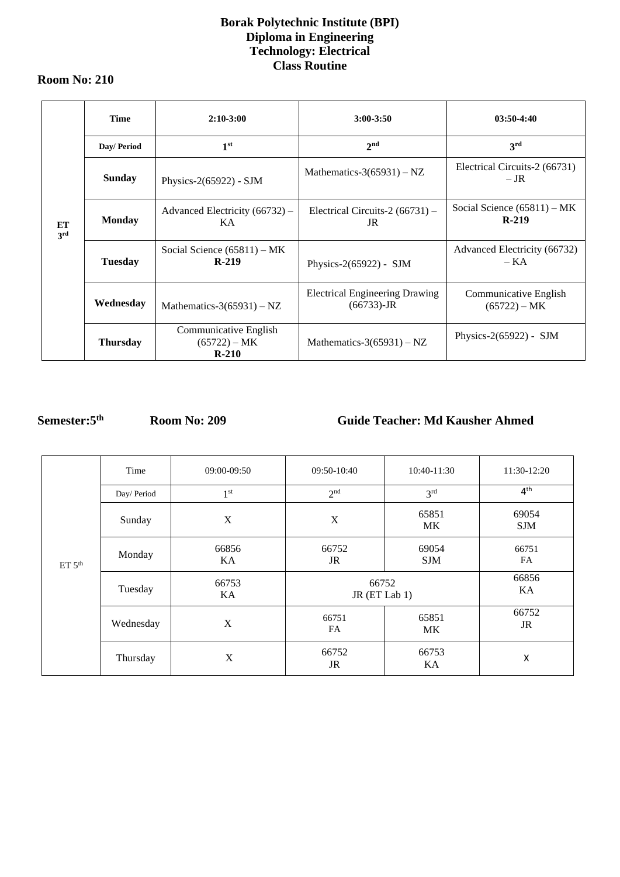**Borak Polytechnic Institute (BPI)**
**Diploma in Engineering**
**Technology: Electrical**
**Class Routine**

**Room No: 210**

| | Time | 2:10-3:00 | 3:00-3:50 | 03:50-4:40 |
|---|---|---|---|---|
| | Day/ Period | 1st | 2nd | 3rd |
| ET 3rd | Sunday | Physics-2(65922) - SJM | Mathematics-3(65931) – NZ | Electrical Circuits-2 (66731) – JR |
| | Monday | Advanced Electricity (66732) – KA | Electrical Circuits-2 (66731) – JR | Social Science (65811) – MK **R-219** |
| | Tuesday | Social Science (65811) – MK **R-219** | Physics-2(65922) - SJM | Advanced Electricity (66732) – KA |
| | Wednesday | Mathematics-3(65931) – NZ | Electrical Engineering Drawing (66733)-JR | Communicative English (65722) – MK |
| | Thursday | Communicative English (65722) – MK **R-210** | Mathematics-3(65931) – NZ | Physics-2(65922) - SJM |

**Semester:5th** **Room No: 209** **Guide Teacher: Md Kausher Ahmed**

| | Time | 09:00-09:50 | 09:50-10:40 | 10:40-11:30 | 11:30-12:20 |
|---|---|---|---|---|---|
| | Day/ Period | 1st | 2nd | 3rd | 4th |
| ET 5th | Sunday | X | X | 65851 MK | 69054 SJM |
| | Monday | 66856 KA | 66752 JR | 69054 SJM | 66751 FA |
| | Tuesday | 66753 KA | 66752 JR (ET Lab 1) | | 66856 KA |
| | Wednesday | X | 66751 FA | 65851 MK | 66752 JR |
| | Thursday | X | 66752 JR | 66753 KA | X |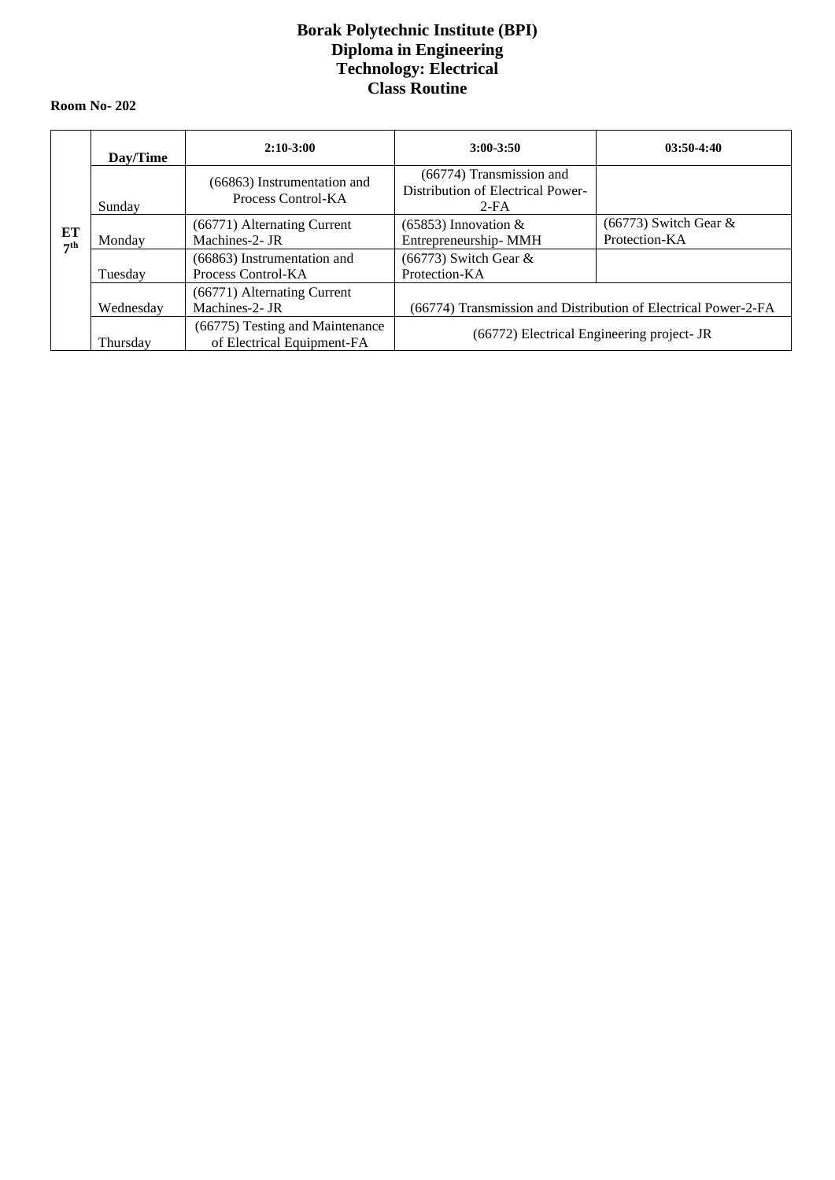# Borak Polytechnic Institute (BPI)
## Diploma in Engineering
## Technology: Electrical
## Class Routine

**Room No- 202**

| | Day/Time | 2:10-3:00 | 3:00-3:50 | 03:50-4:40 |
|---|---|---|---|---|
| ET 7th | Sunday | (66863) Instrumentation and Process Control-KA | (66774) Transmission and Distribution of Electrical Power-2-FA | |
| | Monday | (66771) Alternating Current Machines-2- JR | (65853) Innovation & Entrepreneurship- MMH | (66773) Switch Gear & Protection-KA |
| | Tuesday | (66863) Instrumentation and Process Control-KA | (66773) Switch Gear & Protection-KA | |
| | Wednesday | (66771) Alternating Current Machines-2- JR | (66774) Transmission and Distribution of Electrical Power-2-FA | |
| | Thursday | (66775) Testing and Maintenance of Electrical Equipment-FA | (66772) Electrical Engineering project- JR | |